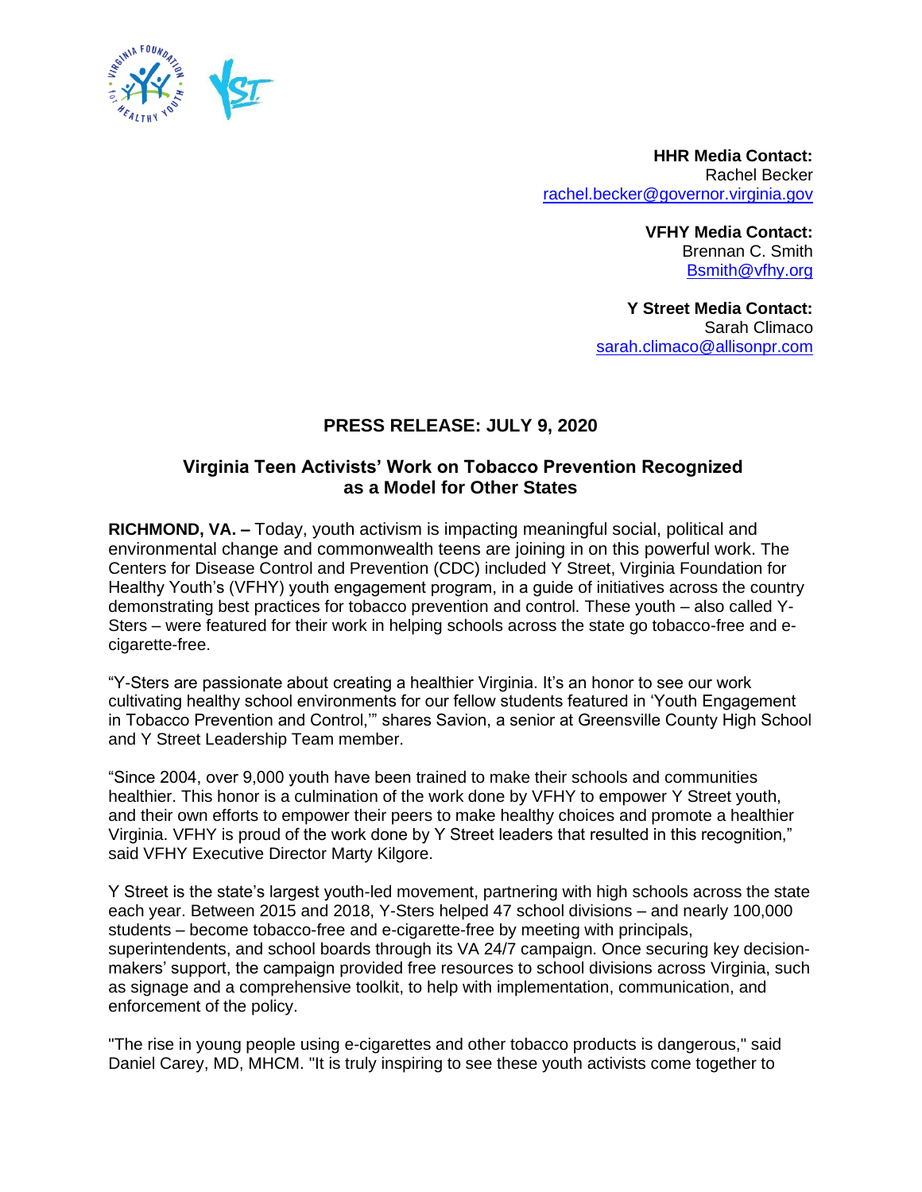**HHR Media Contact:**
Rachel Becker
rachel.becker@governor.virginia.gov

**VFHY Media Contact:**
Brennan C. Smith
Bsmith@vfhy.org

**Y Street Media Contact:**
Sarah Climaco
sarah.climaco@allisonpr.com

## PRESS RELEASE: JULY 9, 2020

### Virginia Teen Activists' Work on Tobacco Prevention Recognized as a Model for Other States

**RICHMOND, VA. –** Today, youth activism is impacting meaningful social, political and environmental change and commonwealth teens are joining in on this powerful work. The Centers for Disease Control and Prevention (CDC) included Y Street, Virginia Foundation for Healthy Youth's (VFHY) youth engagement program, in a guide of initiatives across the country demonstrating best practices for tobacco prevention and control. These youth – also called Y-Sters – were featured for their work in helping schools across the state go tobacco-free and e-cigarette-free.

"Y-Sters are passionate about creating a healthier Virginia. It's an honor to see our work cultivating healthy school environments for our fellow students featured in 'Youth Engagement in Tobacco Prevention and Control,'" shares Savion, a senior at Greensville County High School and Y Street Leadership Team member.

"Since 2004, over 9,000 youth have been trained to make their schools and communities healthier. This honor is a culmination of the work done by VFHY to empower Y Street youth, and their own efforts to empower their peers to make healthy choices and promote a healthier Virginia. VFHY is proud of the work done by Y Street leaders that resulted in this recognition," said VFHY Executive Director Marty Kilgore.

Y Street is the state's largest youth-led movement, partnering with high schools across the state each year. Between 2015 and 2018, Y-Sters helped 47 school divisions – and nearly 100,000 students – become tobacco-free and e-cigarette-free by meeting with principals, superintendents, and school boards through its VA 24/7 campaign. Once securing key decision-makers' support, the campaign provided free resources to school divisions across Virginia, such as signage and a comprehensive toolkit, to help with implementation, communication, and enforcement of the policy.

"The rise in young people using e-cigarettes and other tobacco products is dangerous," said Daniel Carey, MD, MHCM. "It is truly inspiring to see these youth activists come together to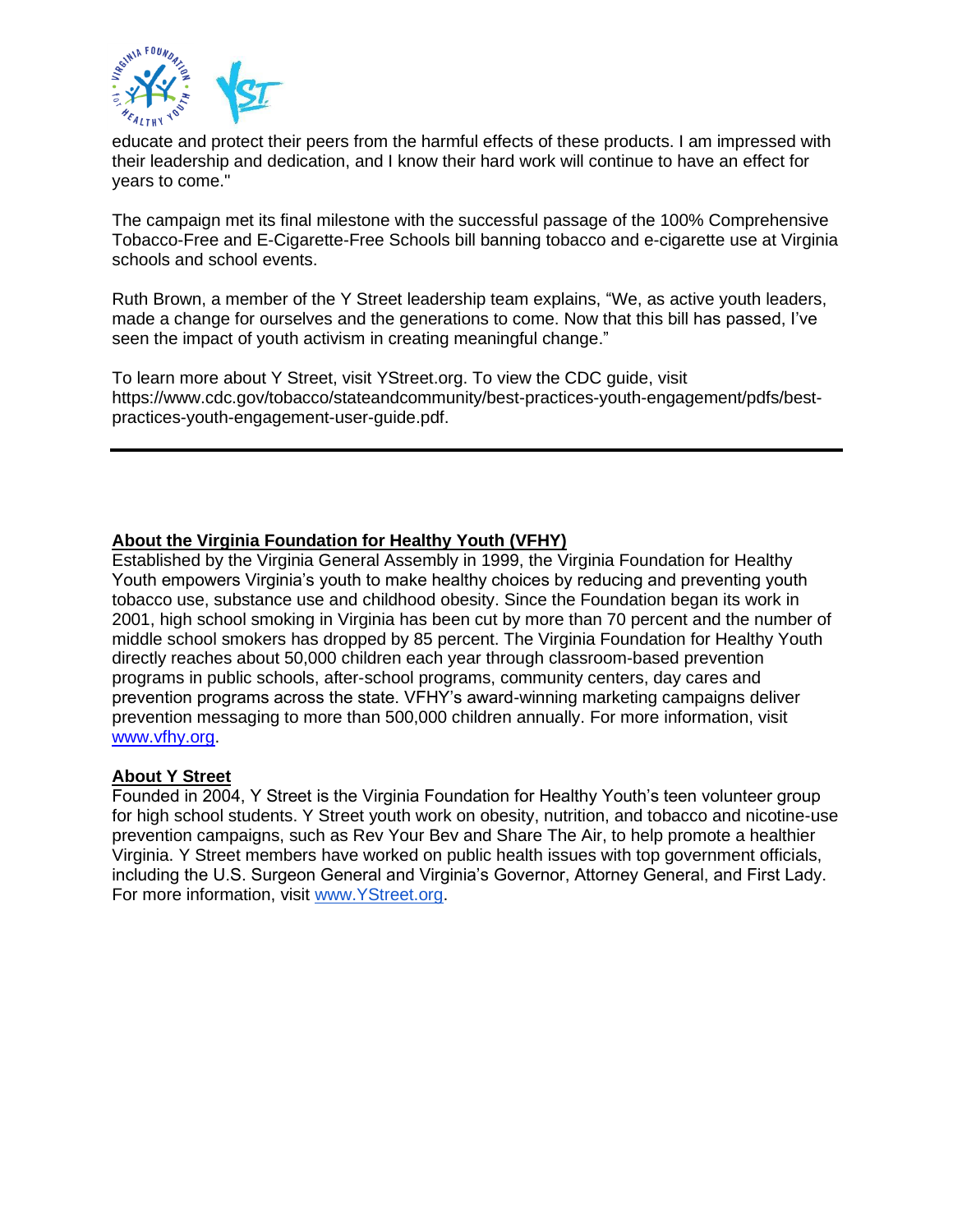educate and protect their peers from the harmful effects of these products. I am impressed with their leadership and dedication, and I know their hard work will continue to have an effect for years to come."

The campaign met its final milestone with the successful passage of the 100% Comprehensive Tobacco-Free and E-Cigarette-Free Schools bill banning tobacco and e-cigarette use at Virginia schools and school events.

Ruth Brown, a member of the Y Street leadership team explains, "We, as active youth leaders, made a change for ourselves and the generations to come. Now that this bill has passed, I've seen the impact of youth activism in creating meaningful change."

To learn more about Y Street, visit YStreet.org. To view the CDC guide, visit https://www.cdc.gov/tobacco/stateandcommunity/best-practices-youth-engagement/pdfs/best-practices-youth-engagement-user-guide.pdf.

---

**About the Virginia Foundation for Healthy Youth (VFHY)**

Established by the Virginia General Assembly in 1999, the Virginia Foundation for Healthy Youth empowers Virginia's youth to make healthy choices by reducing and preventing youth tobacco use, substance use and childhood obesity. Since the Foundation began its work in 2001, high school smoking in Virginia has been cut by more than 70 percent and the number of middle school smokers has dropped by 85 percent. The Virginia Foundation for Healthy Youth directly reaches about 50,000 children each year through classroom-based prevention programs in public schools, after-school programs, community centers, day cares and prevention programs across the state. VFHY's award-winning marketing campaigns deliver prevention messaging to more than 500,000 children annually. For more information, visit [www.vfhy.org](http://www.vfhy.org).

**About Y Street**

Founded in 2004, Y Street is the Virginia Foundation for Healthy Youth's teen volunteer group for high school students. Y Street youth work on obesity, nutrition, and tobacco and nicotine-use prevention campaigns, such as Rev Your Bev and Share The Air, to help promote a healthier Virginia. Y Street members have worked on public health issues with top government officials, including the U.S. Surgeon General and Virginia's Governor, Attorney General, and First Lady. For more information, visit [www.YStreet.org](http://www.YStreet.org).